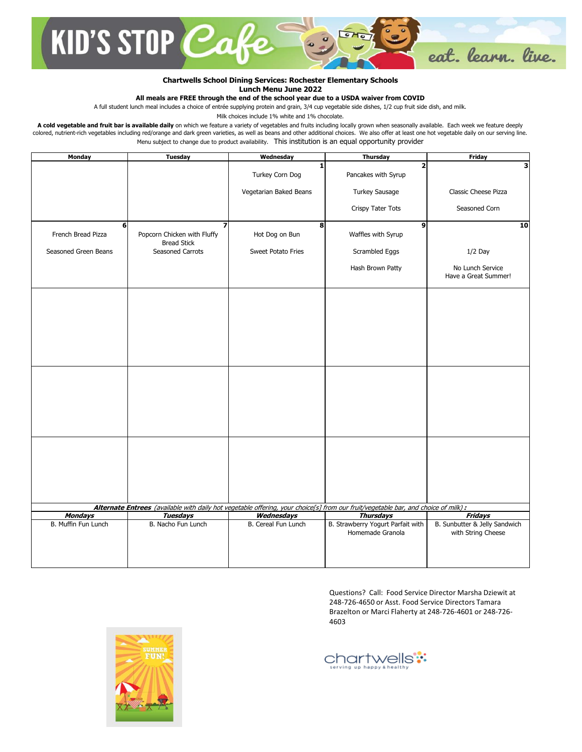# KID'S STOP Cafe

eat. learn. live.

**Chartwells School Dining Services: Rochester Elementary Schools**
**Lunch Menu June 2022**
**All meals are FREE through the end of the school year due to a USDA waiver from COVID**

A full student lunch meal includes a choice of entrée supplying protein and grain, 3/4 cup vegetable side dishes, 1/2 cup fruit side dish, and milk.

Milk choices include 1% white and 1% chocolate.

**A cold vegetable and fruit bar is available daily** on which we feature a variety of vegetables and fruits including locally grown when seasonally available. Each week we feature deeply colored, nutrient-rich vegetables including red/orange and dark green varieties, as well as beans and other additional choices. We also offer at least one hot vegetable daily on our serving line.

Menu subject to change due to product availability. This institution is an equal opportunity provider

| Monday | Tuesday | Wednesday | Thursday | Friday |
|---|---|---|---|---|
| | | 1<br>Turkey Corn Dog<br>Vegetarian Baked Beans | 2<br>Pancakes with Syrup<br>Turkey Sausage<br>Crispy Tater Tots | 3<br>Classic Cheese Pizza<br>Seasoned Corn |
| 6<br>French Bread Pizza<br>Seasoned Green Beans | 7<br>Popcorn Chicken with Fluffy Bread Stick<br>Seasoned Carrots | 8<br>Hot Dog on Bun<br>Sweet Potato Fries | 9<br>Waffles with Syrup<br>Scrambled Eggs<br>Hash Brown Patty | 10<br>1/2 Day<br>No Lunch Service<br>Have a Great Summer! |
| | | | | |
| | | | | |
| | | | | |

***Alternate Entrees*** *(available with daily hot vegetable offering, your choice[s] from our fruit/vegetable bar, and choice of milk)* **:**

| ***Mondays*** | ***Tuesdays*** | ***Wednesdays*** | ***Thursdays*** | ***Fridays*** |
|---|---|---|---|---|
| B. Muffin Fun Lunch | B. Nacho Fun Lunch | B. Cereal Fun Lunch | B. Strawberry Yogurt Parfait with Homemade Granola | B. Sunbutter & Jelly Sandwich with String Cheese |

Questions? Call: Food Service Director Marsha Dziewit at 248-726-4650 or Asst. Food Service Directors Tamara Brazelton or Marci Flaherty at 248-726-4601 or 248-726-4603

SUMMER FUN!

chartwells
serving up happy & healthy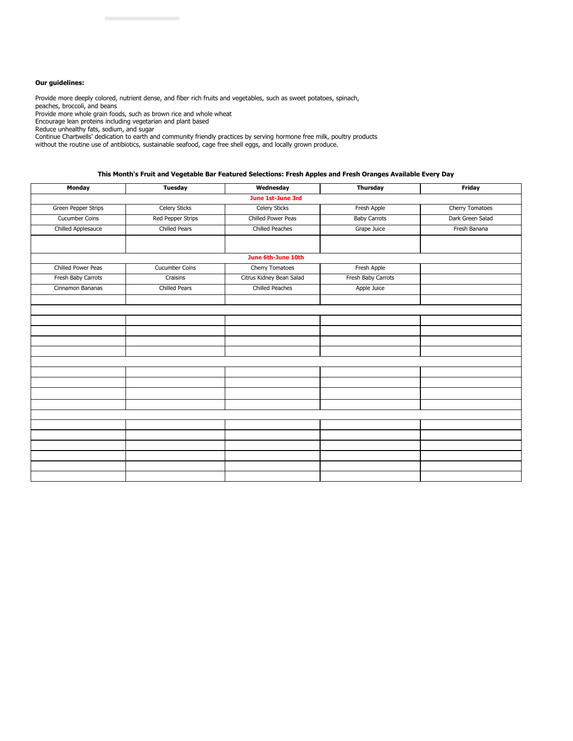**Our guidelines:**

Provide more deeply colored, nutrient dense, and fiber rich fruits and vegetables, such as sweet potatoes, spinach, peaches, broccoli, and beans
Provide more whole grain foods, such as brown rice and whole wheat
Encourage lean proteins including vegetarian and plant based
Reduce unhealthy fats, sodium, and sugar
Continue Chartwells' dedication to earth and community friendly practices by serving hormone free milk, poultry products without the routine use of antibiotics, sustainable seafood, cage free shell eggs, and locally grown produce.

**This Month's Fruit and Vegetable Bar Featured Selections: Fresh Apples and Fresh Oranges Available Every Day**

| Monday | Tuesday | Wednesday | Thursday | Friday |
|---|---|---|---|---|
| **June 1st-June 3rd** | | | | |
| Green Pepper Strips | Celery Sticks | Celery Sticks | Fresh Apple | Cherry Tomatoes |
| Cucumber Coins | Red Pepper Strips | Chilled Power Peas | Baby Carrots | Dark Green Salad |
| Chilled Applesauce | Chilled Pears | Chilled Peaches | Grape Juice | Fresh Banana |
| | | | | |
| **June 6th-June 10th** | | | | |
| Chilled Power Peas | Cucumber Coins | Cherry Tomatoes | Fresh Apple | |
| Fresh Baby Carrots | Craisins | Citrus Kidney Bean Salad | Fresh Baby Carrots | |
| Cinnamon Bananas | Chilled Pears | Chilled Peaches | Apple Juice | |
| | | | | |